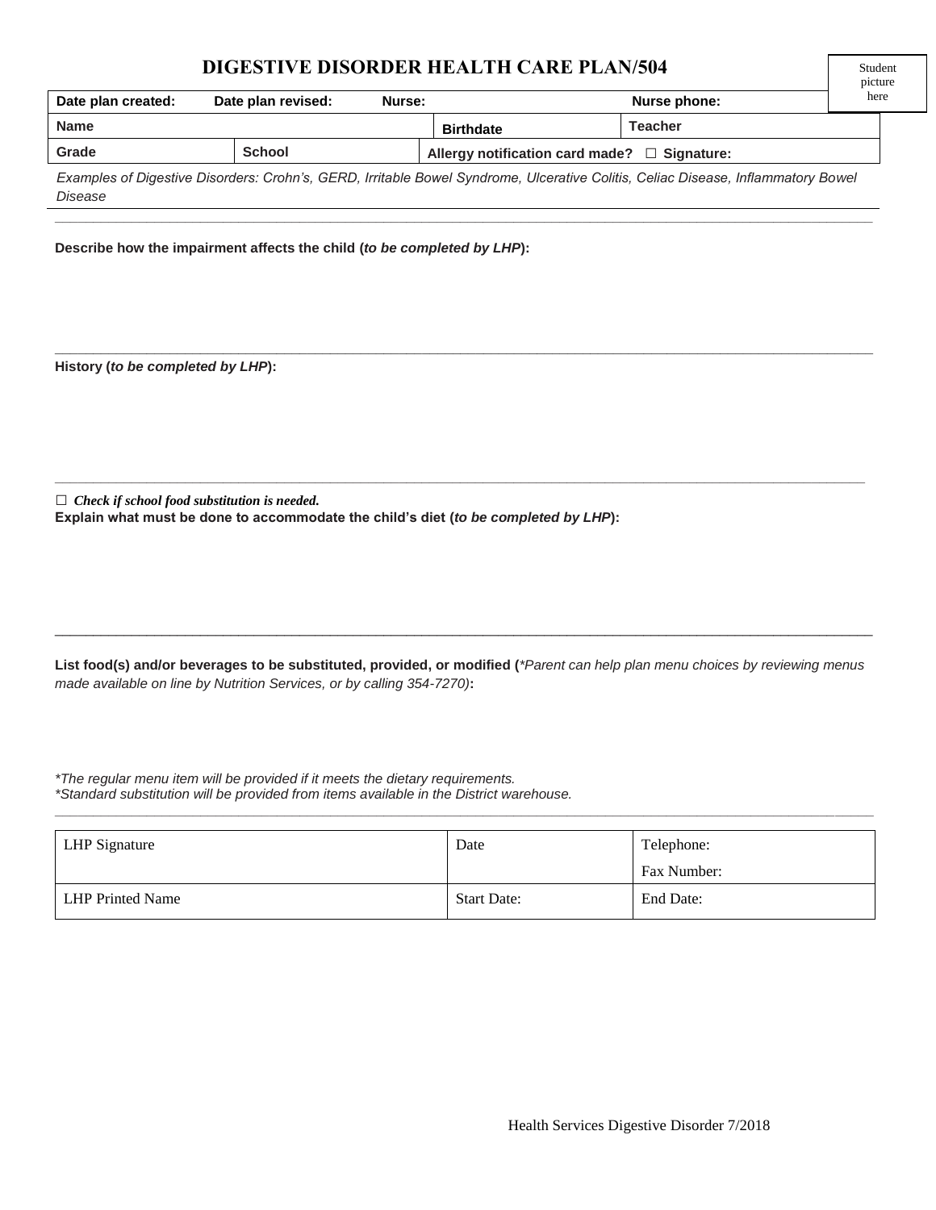# DIGESTIVE DISORDER HEALTH CARE PLAN/504

Student picture here

| Date plan created: | Date plan revised: | Nurse: | | Nurse phone: |
|---|---|---|---|---|
| **Name** | | | **Birthdate** | **Teacher** |
| **Grade** | **School** | | **Allergy notification card made?** ☐ **Signature:** | |

*Examples of Digestive Disorders: Crohn's, GERD, Irritable Bowel Syndrome, Ulcerative Colitis, Celiac Disease, Inflammatory Bowel Disease*

---

**Describe how the impairment affects the child (*to be completed by LHP*):**

---

**History (*to be completed by LHP*):**

---

☐ ***Check if school food substitution is needed.***

**Explain what must be done to accommodate the child's diet (*to be completed by LHP*):**

---

**List food(s) and/or beverages to be substituted, provided, or modified (***Parent can help plan menu choices by reviewing menus made available on line by Nutrition Services, or by calling 354-7270*)**:**

*\*The regular menu item will be provided if it meets the dietary requirements.*
*\*Standard substitution will be provided from items available in the District warehouse.*

---

| LHP Signature | Date | Telephone:<br>Fax Number: |
|---|---|---|
| LHP Printed Name | Start Date: | End Date: |

Health Services Digestive Disorder 7/2018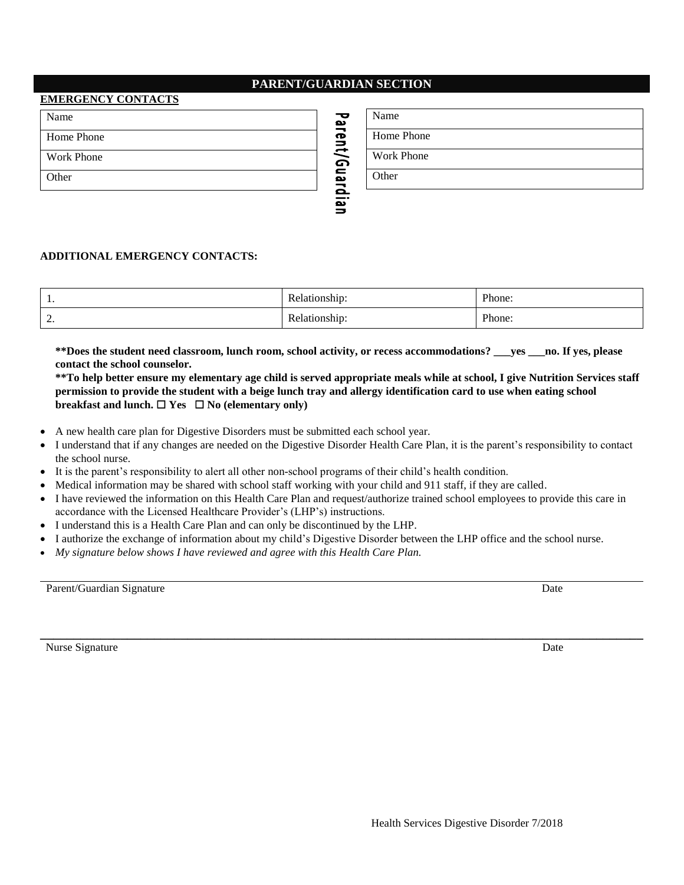## PARENT/GUARDIAN SECTION

**EMERGENCY CONTACTS**

Parent/Guardian

| | |
|---|---|
| Name | Name |
| Home Phone | Home Phone |
| Work Phone | Work Phone |
| Other | Other |

**ADDITIONAL EMERGENCY CONTACTS:**

| | | |
|---|---|---|
| 1. | Relationship: | Phone: |
| 2. | Relationship: | Phone: |

**\*\*Does the student need classroom, lunch room, school activity, or recess accommodations? ___yes ___no. If yes, please contact the school counselor.**

**\*\*To help better ensure my elementary age child is served appropriate meals while at school, I give Nutrition Services staff permission to provide the student with a beige lunch tray and allergy identification card to use when eating school breakfast and lunch. ☐ Yes ☐ No (elementary only)**

- A new health care plan for Digestive Disorders must be submitted each school year.
- I understand that if any changes are needed on the Digestive Disorder Health Care Plan, it is the parent's responsibility to contact the school nurse.
- It is the parent's responsibility to alert all other non-school programs of their child's health condition.
- Medical information may be shared with school staff working with your child and 911 staff, if they are called.
- I have reviewed the information on this Health Care Plan and request/authorize trained school employees to provide this care in accordance with the Licensed Healthcare Provider's (LHP's) instructions.
- I understand this is a Health Care Plan and can only be discontinued by the LHP.
- I authorize the exchange of information about my child's Digestive Disorder between the LHP office and the school nurse.
- *My signature below shows I have reviewed and agree with this Health Care Plan.*

Parent/Guardian Signature　　　　　　　　　　　　　　　　　　　　　　Date

Nurse Signature　　　　　　　　　　　　　　　　　　　　　　Date

Health Services Digestive Disorder 7/2018